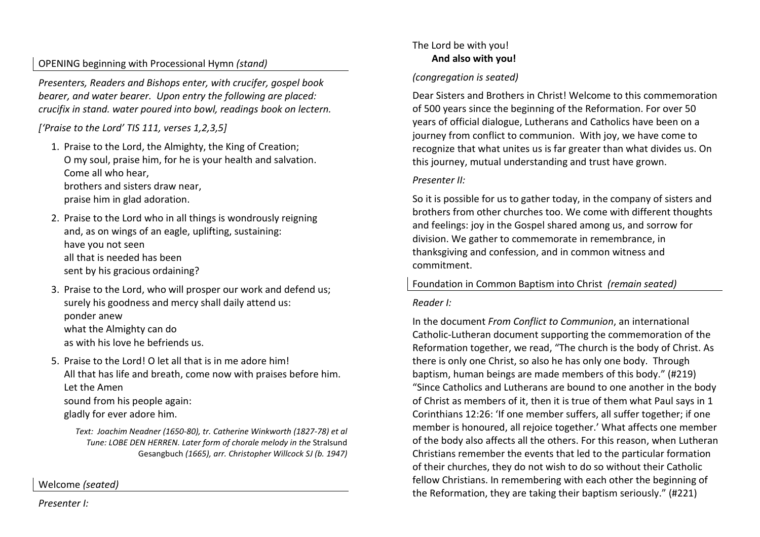## OPENING beginning with Processional Hymn *(stand)*

*Presenters, Readers and Bishops enter, with crucifer, gospel book bearer, and water bearer. Upon entry the following are placed: crucifix in stand. water poured into bowl, readings book on lectern.*

*['Praise to the Lord' TIS 111, verses 1,2,3,5]*

1. Praise to the Lord, the Almighty, the King of Creation;
   O my soul, praise him, for he is your health and salvation.
   Come all who hear,
   brothers and sisters draw near,
   praise him in glad adoration.

2. Praise to the Lord who in all things is wondrously reigning
   and, as on wings of an eagle, uplifting, sustaining:
   have you not seen
   all that is needed has been
   sent by his gracious ordaining?

3. Praise to the Lord, who will prosper our work and defend us;
   surely his goodness and mercy shall daily attend us:
   ponder anew
   what the Almighty can do
   as with his love he befriends us.

5. Praise to the Lord! O let all that is in me adore him!
   All that has life and breath, come now with praises before him.
   Let the Amen
   sound from his people again:
   gladly for ever adore him.

*Text: Joachim Neadner (1650-80), tr. Catherine Winkworth (1827-78) et al*
*Tune: LOBE DEN HERREN. Later form of chorale melody in the* Stralsund Gesangbuch *(1665), arr. Christopher Willcock SJ (b. 1947)*

## Welcome *(seated)*

*Presenter I:*

The Lord be with you!
**And also with you!**

*(congregation is seated)*

Dear Sisters and Brothers in Christ! Welcome to this commemoration of 500 years since the beginning of the Reformation. For over 50 years of official dialogue, Lutherans and Catholics have been on a journey from conflict to communion. With joy, we have come to recognize that what unites us is far greater than what divides us. On this journey, mutual understanding and trust have grown.

*Presenter II:*

So it is possible for us to gather today, in the company of sisters and brothers from other churches too. We come with different thoughts and feelings: joy in the Gospel shared among us, and sorrow for division. We gather to commemorate in remembrance, in thanksgiving and confession, and in common witness and commitment.

## Foundation in Common Baptism into Christ *(remain seated)*

*Reader I:*

In the document *From Conflict to Communion*, an international Catholic-Lutheran document supporting the commemoration of the Reformation together, we read, "The church is the body of Christ. As there is only one Christ, so also he has only one body. Through baptism, human beings are made members of this body." (#219) "Since Catholics and Lutherans are bound to one another in the body of Christ as members of it, then it is true of them what Paul says in 1 Corinthians 12:26: 'If one member suffers, all suffer together; if one member is honoured, all rejoice together.' What affects one member of the body also affects all the others. For this reason, when Lutheran Christians remember the events that led to the particular formation of their churches, they do not wish to do so without their Catholic fellow Christians. In remembering with each other the beginning of the Reformation, they are taking their baptism seriously." (#221)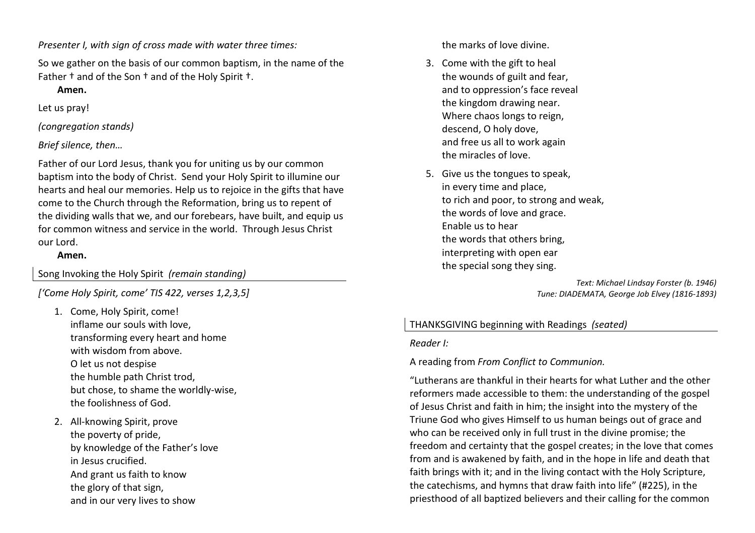*Presenter I, with sign of cross made with water three times:*

So we gather on the basis of our common baptism, in the name of the Father † and of the Son † and of the Holy Spirit †.

**Amen.**

Let us pray!

*(congregation stands)*

*Brief silence, then…*

Father of our Lord Jesus, thank you for uniting us by our common baptism into the body of Christ. Send your Holy Spirit to illumine our hearts and heal our memories. Help us to rejoice in the gifts that have come to the Church through the Reformation, bring us to repent of the dividing walls that we, and our forebears, have built, and equip us for common witness and service in the world. Through Jesus Christ our Lord.

**Amen.**

## Song Invoking the Holy Spirit *(remain standing)*

*['Come Holy Spirit, come' TIS 422, verses 1,2,3,5]*

1. Come, Holy Spirit, come!
   inflame our souls with love,
   transforming every heart and home
   with wisdom from above.
   O let us not despise
   the humble path Christ trod,
   but chose, to shame the worldly-wise,
   the foolishness of God.

2. All-knowing Spirit, prove
   the poverty of pride,
   by knowledge of the Father's love
   in Jesus crucified.
   And grant us faith to know
   the glory of that sign,
   and in our very lives to show
   the marks of love divine.

3. Come with the gift to heal
   the wounds of guilt and fear,
   and to oppression's face reveal
   the kingdom drawing near.
   Where chaos longs to reign,
   descend, O holy dove,
   and free us all to work again
   the miracles of love.

5. Give us the tongues to speak,
   in every time and place,
   to rich and poor, to strong and weak,
   the words of love and grace.
   Enable us to hear
   the words that others bring,
   interpreting with open ear
   the special song they sing.

*Text: Michael Lindsay Forster (b. 1946)*
*Tune: DIADEMATA, George Job Elvey (1816-1893)*

## THANKSGIVING beginning with Readings *(seated)*

*Reader I:*

A reading from *From Conflict to Communion.*

"Lutherans are thankful in their hearts for what Luther and the other reformers made accessible to them: the understanding of the gospel of Jesus Christ and faith in him; the insight into the mystery of the Triune God who gives Himself to us human beings out of grace and who can be received only in full trust in the divine promise; the freedom and certainty that the gospel creates; in the love that comes from and is awakened by faith, and in the hope in life and death that faith brings with it; and in the living contact with the Holy Scripture, the catechisms, and hymns that draw faith into life" (#225), in the priesthood of all baptized believers and their calling for the common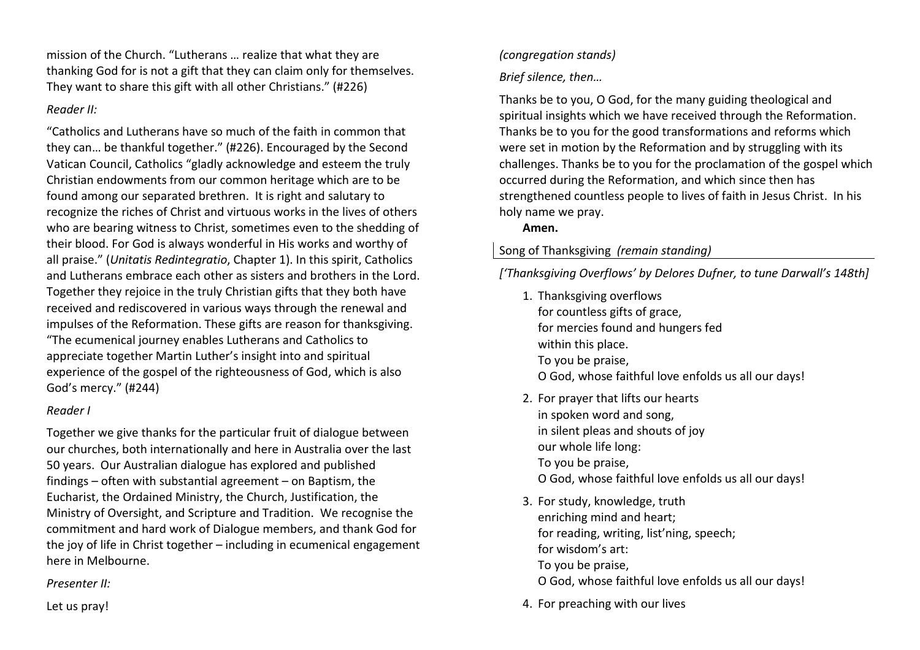mission of the Church. "Lutherans … realize that what they are thanking God for is not a gift that they can claim only for themselves. They want to share this gift with all other Christians." (#226)

*Reader II:*

"Catholics and Lutherans have so much of the faith in common that they can… be thankful together." (#226). Encouraged by the Second Vatican Council, Catholics "gladly acknowledge and esteem the truly Christian endowments from our common heritage which are to be found among our separated brethren. It is right and salutary to recognize the riches of Christ and virtuous works in the lives of others who are bearing witness to Christ, sometimes even to the shedding of their blood. For God is always wonderful in His works and worthy of all praise." (*Unitatis Redintegratio*, Chapter 1). In this spirit, Catholics and Lutherans embrace each other as sisters and brothers in the Lord. Together they rejoice in the truly Christian gifts that they both have received and rediscovered in various ways through the renewal and impulses of the Reformation. These gifts are reason for thanksgiving. "The ecumenical journey enables Lutherans and Catholics to appreciate together Martin Luther's insight into and spiritual experience of the gospel of the righteousness of God, which is also God's mercy." (#244)

*Reader I*

Together we give thanks for the particular fruit of dialogue between our churches, both internationally and here in Australia over the last 50 years. Our Australian dialogue has explored and published findings – often with substantial agreement – on Baptism, the Eucharist, the Ordained Ministry, the Church, Justification, the Ministry of Oversight, and Scripture and Tradition. We recognise the commitment and hard work of Dialogue members, and thank God for the joy of life in Christ together – including in ecumenical engagement here in Melbourne.

*Presenter II:*

Let us pray!

*(congregation stands)*

*Brief silence, then…*

Thanks be to you, O God, for the many guiding theological and spiritual insights which we have received through the Reformation. Thanks be to you for the good transformations and reforms which were set in motion by the Reformation and by struggling with its challenges. Thanks be to you for the proclamation of the gospel which occurred during the Reformation, and which since then has strengthened countless people to lives of faith in Jesus Christ. In his holy name we pray.

**Amen.**

## Song of Thanksgiving *(remain standing)*

*['Thanksgiving Overflows' by Delores Dufner, to tune Darwall's 148th]*

1. Thanksgiving overflows
   for countless gifts of grace,
   for mercies found and hungers fed
   within this place.
   To you be praise,
   O God, whose faithful love enfolds us all our days!
2. For prayer that lifts our hearts
   in spoken word and song,
   in silent pleas and shouts of joy
   our whole life long:
   To you be praise,
   O God, whose faithful love enfolds us all our days!
3. For study, knowledge, truth
   enriching mind and heart;
   for reading, writing, list'ning, speech;
   for wisdom's art:
   To you be praise,
   O God, whose faithful love enfolds us all our days!
4. For preaching with our lives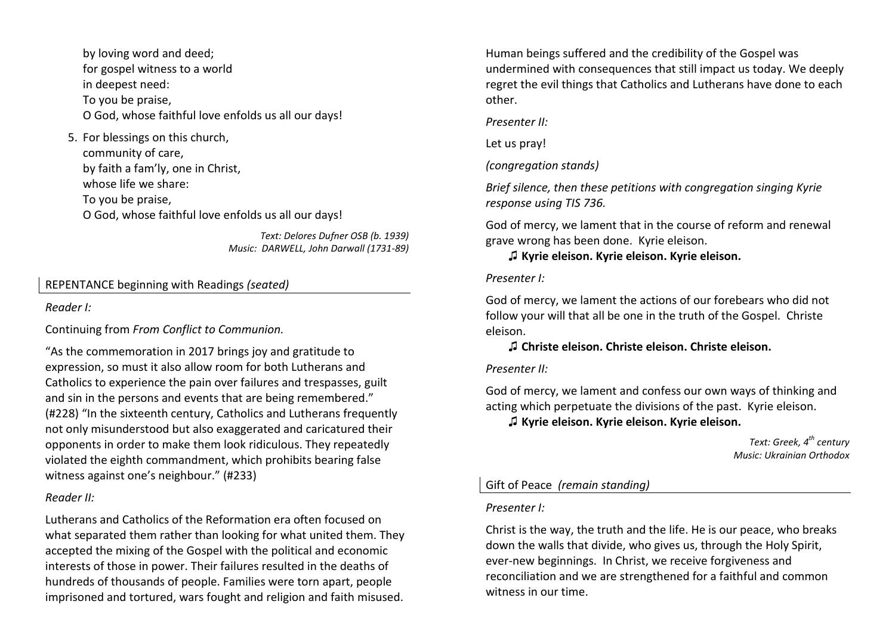by loving word and deed;
for gospel witness to a world
in deepest need:
To you be praise,
O God, whose faithful love enfolds us all our days!

5. For blessings on this church,
   community of care,
   by faith a fam'ly, one in Christ,
   whose life we share:
   To you be praise,
   O God, whose faithful love enfolds us all our days!

*Text: Delores Dufner OSB (b. 1939)*
*Music: DARWELL, John Darwall (1731-89)*

## REPENTANCE beginning with Readings *(seated)*

*Reader I:*

Continuing from *From Conflict to Communion.*

"As the commemoration in 2017 brings joy and gratitude to expression, so must it also allow room for both Lutherans and Catholics to experience the pain over failures and trespasses, guilt and sin in the persons and events that are being remembered." (#228) "In the sixteenth century, Catholics and Lutherans frequently not only misunderstood but also exaggerated and caricatured their opponents in order to make them look ridiculous. They repeatedly violated the eighth commandment, which prohibits bearing false witness against one's neighbour." (#233)

*Reader II:*

Lutherans and Catholics of the Reformation era often focused on what separated them rather than looking for what united them. They accepted the mixing of the Gospel with the political and economic interests of those in power. Their failures resulted in the deaths of hundreds of thousands of people. Families were torn apart, people imprisoned and tortured, wars fought and religion and faith misused. Human beings suffered and the credibility of the Gospel was undermined with consequences that still impact us today. We deeply regret the evil things that Catholics and Lutherans have done to each other.

*Presenter II:*

Let us pray!

*(congregation stands)*

*Brief silence, then these petitions with congregation singing Kyrie response using TIS 736.*

God of mercy, we lament that in the course of reform and renewal grave wrong has been done. Kyrie eleison.

♫ **Kyrie eleison. Kyrie eleison. Kyrie eleison.**

*Presenter I:*

God of mercy, we lament the actions of our forebears who did not follow your will that all be one in the truth of the Gospel. Christe eleison.

♫ **Christe eleison. Christe eleison. Christe eleison.**

*Presenter II:*

God of mercy, we lament and confess our own ways of thinking and acting which perpetuate the divisions of the past. Kyrie eleison.

♫ **Kyrie eleison. Kyrie eleison. Kyrie eleison.**

*Text: Greek, 4th century*
*Music: Ukrainian Orthodox*

## Gift of Peace *(remain standing)*

*Presenter I:*

Christ is the way, the truth and the life. He is our peace, who breaks down the walls that divide, who gives us, through the Holy Spirit, ever-new beginnings. In Christ, we receive forgiveness and reconciliation and we are strengthened for a faithful and common witness in our time.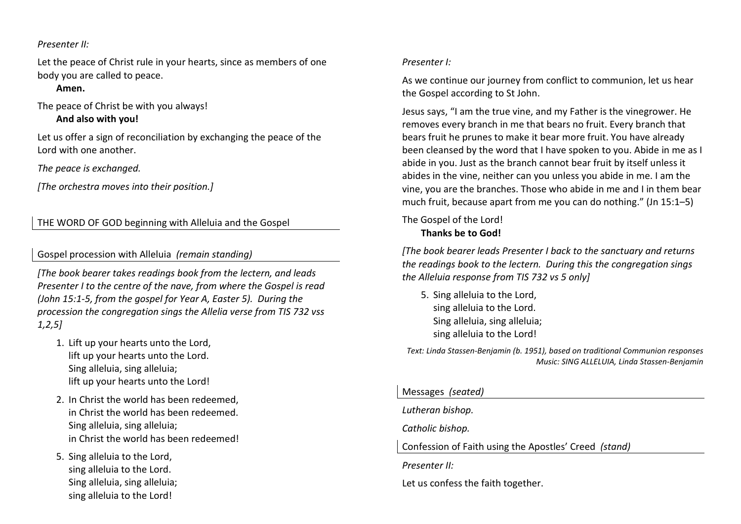*Presenter II:*

Let the peace of Christ rule in your hearts, since as members of one body you are called to peace.

**Amen.**

The peace of Christ be with you always!

**And also with you!**

Let us offer a sign of reconciliation by exchanging the peace of the Lord with one another.

*The peace is exchanged.*

*[The orchestra moves into their position.]*

## THE WORD OF GOD beginning with Alleluia and the Gospel

### Gospel procession with Alleluia *(remain standing)*

*[The book bearer takes readings book from the lectern, and leads Presenter I to the centre of the nave, from where the Gospel is read (John 15:1-5, from the gospel for Year A, Easter 5). During the procession the congregation sings the Allelia verse from TIS 732 vss 1,2,5]*

1. Lift up your hearts unto the Lord,
   lift up your hearts unto the Lord.
   Sing alleluia, sing alleluia;
   lift up your hearts unto the Lord!

2. In Christ the world has been redeemed,
   in Christ the world has been redeemed.
   Sing alleluia, sing alleluia;
   in Christ the world has been redeemed!

5. Sing alleluia to the Lord,
   sing alleluia to the Lord.
   Sing alleluia, sing alleluia;
   sing alleluia to the Lord!

*Presenter I:*

As we continue our journey from conflict to communion, let us hear the Gospel according to St John.

Jesus says, “I am the true vine, and my Father is the vinegrower. He removes every branch in me that bears no fruit. Every branch that bears fruit he prunes to make it bear more fruit. You have already been cleansed by the word that I have spoken to you. Abide in me as I abide in you. Just as the branch cannot bear fruit by itself unless it abides in the vine, neither can you unless you abide in me. I am the vine, you are the branches. Those who abide in me and I in them bear much fruit, because apart from me you can do nothing.” (Jn 15:1–5)

The Gospel of the Lord!

**Thanks be to God!**

*[The book bearer leads Presenter I back to the sanctuary and returns the readings book to the lectern. During this the congregation sings the Alleluia response from TIS 732 vs 5 only]*

5. Sing alleluia to the Lord,
   sing alleluia to the Lord.
   Sing alleluia, sing alleluia;
   sing alleluia to the Lord!

*Text: Linda Stassen-Benjamin (b. 1951), based on traditional Communion responses*
*Music: SING ALLELUIA, Linda Stassen-Benjamin*

### Messages *(seated)*

*Lutheran bishop.*

*Catholic bishop.*

### Confession of Faith using the Apostles’ Creed *(stand)*

*Presenter II:*

Let us confess the faith together.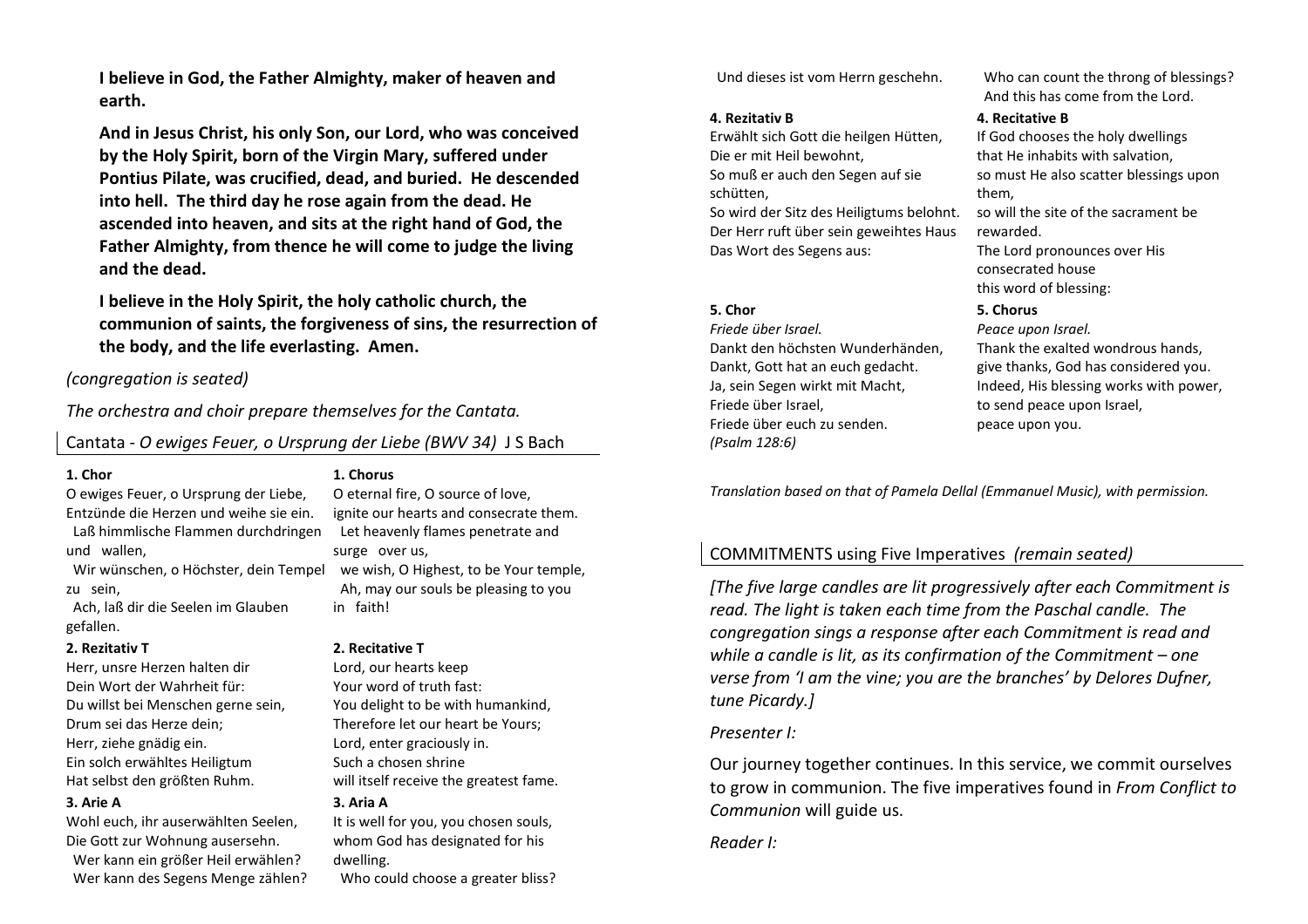**I believe in God, the Father Almighty, maker of heaven and earth.**

**And in Jesus Christ, his only Son, our Lord, who was conceived by the Holy Spirit, born of the Virgin Mary, suffered under Pontius Pilate, was crucified, dead, and buried. He descended into hell. The third day he rose again from the dead. He ascended into heaven, and sits at the right hand of God, the Father Almighty, from thence he will come to judge the living and the dead.**

**I believe in the Holy Spirit, the holy catholic church, the communion of saints, the forgiveness of sins, the resurrection of the body, and the life everlasting. Amen.**

*(congregation is seated)*

*The orchestra and choir prepare themselves for the Cantata.*

## Cantata - *O ewiges Feuer, o Ursprung der Liebe (BWV 34)* J S Bach

| | |
|---|---|
| **1. Chor** | **1. Chorus** |
| O ewiges Feuer, o Ursprung der Liebe,<br>Entzünde die Herzen und weihe sie ein.<br>Laß himmlische Flammen durchdringen und wallen,<br>Wir wünschen, o Höchster, dein Tempel zu sein,<br>Ach, laß dir die Seelen im Glauben gefallen. | O eternal fire, O source of love,<br>ignite our hearts and consecrate them.<br>Let heavenly flames penetrate and surge over us,<br>we wish, O Highest, to be Your temple,<br>Ah, may our souls be pleasing to you in faith! |
| **2. Rezitativ T** | **2. Recitative T** |
| Herr, unsre Herzen halten dir<br>Dein Wort der Wahrheit für:<br>Du willst bei Menschen gerne sein,<br>Drum sei das Herze dein;<br>Herr, ziehe gnädig ein.<br>Ein solch erwähltes Heiligtum<br>Hat selbst den größten Ruhm. | Lord, our hearts keep<br>Your word of truth fast:<br>You delight to be with humankind,<br>Therefore let our heart be Yours;<br>Lord, enter graciously in.<br>Such a chosen shrine<br>will itself receive the greatest fame. |
| **3. Arie A** | **3. Aria A** |
| Wohl euch, ihr auserwählten Seelen,<br>Die Gott zur Wohnung ausersehn.<br>Wer kann ein größer Heil erwählen?<br>Wer kann des Segens Menge zählen?<br>Und dieses ist vom Herrn geschehn. | It is well for you, you chosen souls,<br>whom God has designated for his dwelling.<br>Who could choose a greater bliss?<br>Who can count the throng of blessings?<br>And this has come from the Lord. |
| **4. Rezitativ B** | **4. Recitative B** |
| Erwählt sich Gott die heilgen Hütten,<br>Die er mit Heil bewohnt,<br>So muß er auch den Segen auf sie schütten,<br>So wird der Sitz des Heiligtums belohnt.<br>Der Herr ruft über sein geweihtes Haus<br>Das Wort des Segens aus: | If God chooses the holy dwellings<br>that He inhabits with salvation,<br>so must He also scatter blessings upon them,<br>so will the site of the sacrament be rewarded.<br>The Lord pronounces over His consecrated house<br>this word of blessing: |
| **5. Chor** | **5. Chorus** |
| *Friede über Israel.*<br>Dankt den höchsten Wunderhänden,<br>Dankt, Gott hat an euch gedacht.<br>Ja, sein Segen wirkt mit Macht,<br>Friede über Israel,<br>Friede über euch zu senden.<br>*(Psalm 128:6)* | *Peace upon Israel.*<br>Thank the exalted wondrous hands,<br>give thanks, God has considered you.<br>Indeed, His blessing works with power,<br>to send peace upon Israel,<br>peace upon you. |

*Translation based on that of Pamela Dellal (Emmanuel Music), with permission.*

## COMMITMENTS using Five Imperatives *(remain seated)*

*[The five large candles are lit progressively after each Commitment is read. The light is taken each time from the Paschal candle. The congregation sings a response after each Commitment is read and while a candle is lit, as its confirmation of the Commitment – one verse from 'I am the vine; you are the branches' by Delores Dufner, tune Picardy.]*

*Presenter I:*

Our journey together continues. In this service, we commit ourselves to grow in communion. The five imperatives found in *From Conflict to Communion* will guide us.

*Reader I:*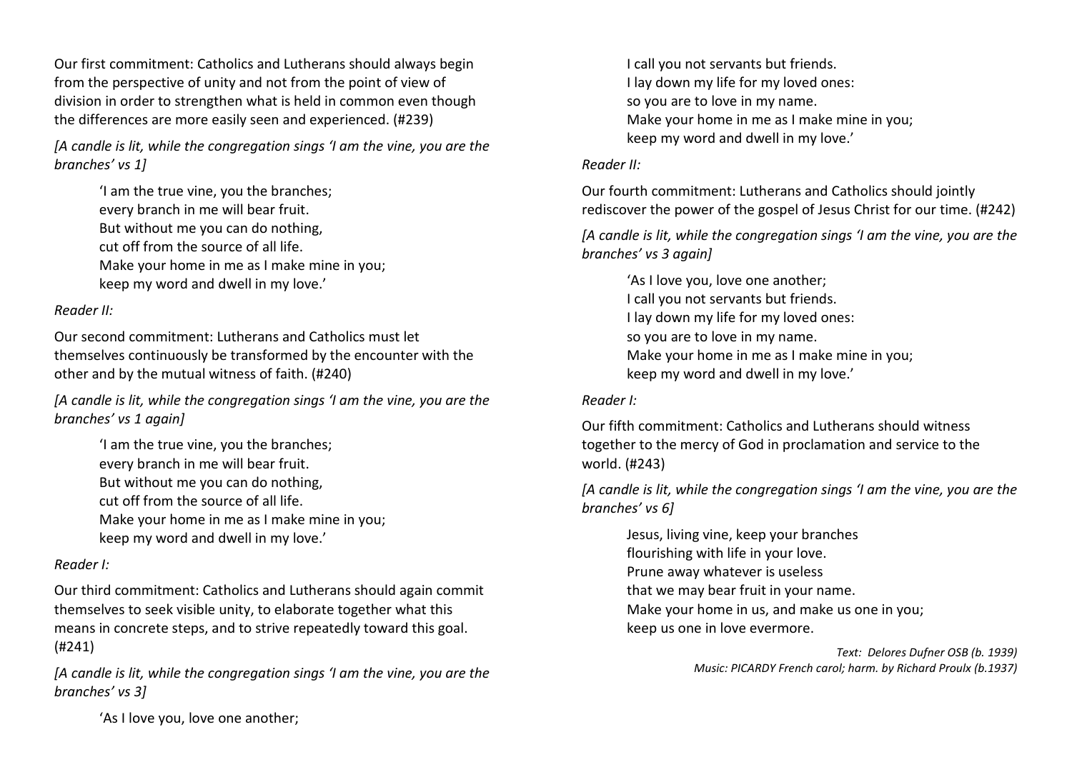Our first commitment: Catholics and Lutherans should always begin from the perspective of unity and not from the point of view of division in order to strengthen what is held in common even though the differences are more easily seen and experienced. (#239)

*[A candle is lit, while the congregation sings 'I am the vine, you are the branches' vs 1]*

> 'I am the true vine, you the branches;
> every branch in me will bear fruit.
> But without me you can do nothing,
> cut off from the source of all life.
> Make your home in me as I make mine in you;
> keep my word and dwell in my love.'

*Reader II:*

Our second commitment: Lutherans and Catholics must let themselves continuously be transformed by the encounter with the other and by the mutual witness of faith. (#240)

*[A candle is lit, while the congregation sings 'I am the vine, you are the branches' vs 1 again]*

> 'I am the true vine, you the branches;
> every branch in me will bear fruit.
> But without me you can do nothing,
> cut off from the source of all life.
> Make your home in me as I make mine in you;
> keep my word and dwell in my love.'

*Reader I:*

Our third commitment: Catholics and Lutherans should again commit themselves to seek visible unity, to elaborate together what this means in concrete steps, and to strive repeatedly toward this goal. (#241)

*[A candle is lit, while the congregation sings 'I am the vine, you are the branches' vs 3]*

> 'As I love you, love one another;
> I call you not servants but friends.
> I lay down my life for my loved ones:
> so you are to love in my name.
> Make your home in me as I make mine in you;
> keep my word and dwell in my love.'

*Reader II:*

Our fourth commitment: Lutherans and Catholics should jointly rediscover the power of the gospel of Jesus Christ for our time. (#242)

*[A candle is lit, while the congregation sings 'I am the vine, you are the branches' vs 3 again]*

> 'As I love you, love one another;
> I call you not servants but friends.
> I lay down my life for my loved ones:
> so you are to love in my name.
> Make your home in me as I make mine in you;
> keep my word and dwell in my love.'

*Reader I:*

Our fifth commitment: Catholics and Lutherans should witness together to the mercy of God in proclamation and service to the world. (#243)

*[A candle is lit, while the congregation sings 'I am the vine, you are the branches' vs 6]*

> Jesus, living vine, keep your branches
> flourishing with life in your love.
> Prune away whatever is useless
> that we may bear fruit in your name.
> Make your home in us, and make us one in you;
> keep us one in love evermore.

*Text: Delores Dufner OSB (b. 1939)*
*Music: PICARDY French carol; harm. by Richard Proulx (b.1937)*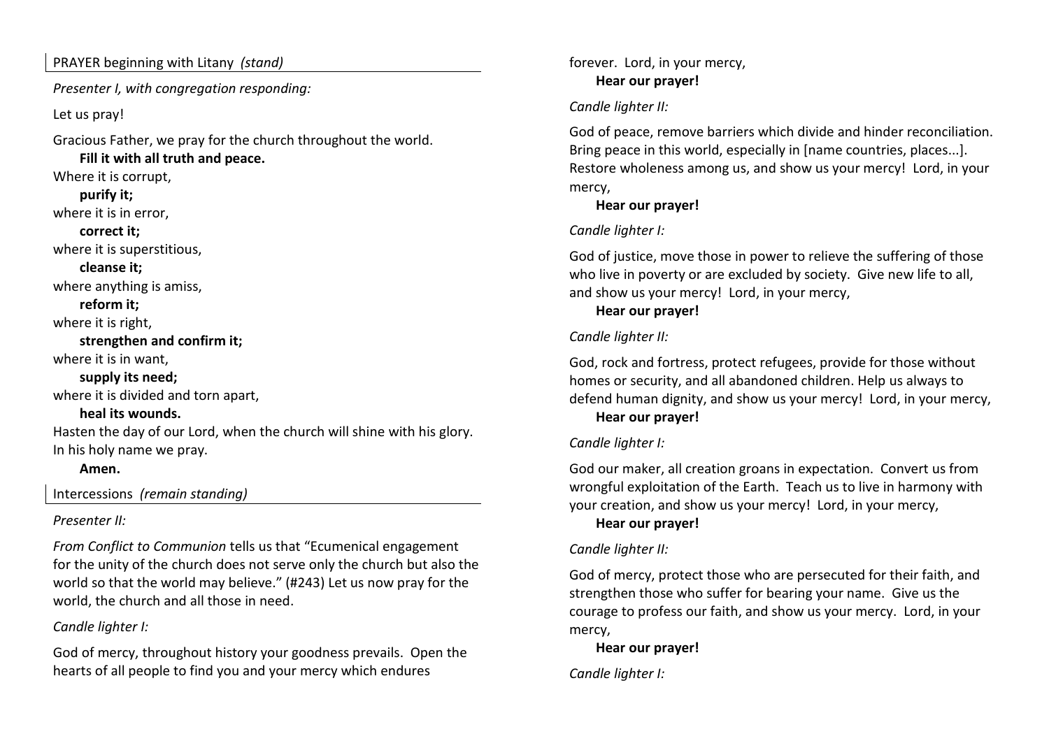PRAYER beginning with Litany *(stand)*

*Presenter I, with congregation responding:*

Let us pray!

Gracious Father, we pray for the church throughout the world.
**Fill it with all truth and peace.**
Where it is corrupt,
**purify it;**
where it is in error,
**correct it;**
where it is superstitious,
**cleanse it;**
where anything is amiss,
**reform it;**
where it is right,
**strengthen and confirm it;**
where it is in want,
**supply its need;**
where it is divided and torn apart,
**heal its wounds.**
Hasten the day of our Lord, when the church will shine with his glory. In his holy name we pray.
**Amen.**

Intercessions *(remain standing)*

*Presenter II:*

*From Conflict to Communion* tells us that "Ecumenical engagement for the unity of the church does not serve only the church but also the world so that the world may believe." (#243) Let us now pray for the world, the church and all those in need.

*Candle lighter I:*

God of mercy, throughout history your goodness prevails. Open the hearts of all people to find you and your mercy which endures forever. Lord, in your mercy,
**Hear our prayer!**

*Candle lighter II:*

God of peace, remove barriers which divide and hinder reconciliation. Bring peace in this world, especially in [name countries, places...]. Restore wholeness among us, and show us your mercy! Lord, in your mercy,
**Hear our prayer!**

*Candle lighter I:*

God of justice, move those in power to relieve the suffering of those who live in poverty or are excluded by society. Give new life to all, and show us your mercy! Lord, in your mercy,
**Hear our prayer!**

*Candle lighter II:*

God, rock and fortress, protect refugees, provide for those without homes or security, and all abandoned children. Help us always to defend human dignity, and show us your mercy! Lord, in your mercy,
**Hear our prayer!**

*Candle lighter I:*

God our maker, all creation groans in expectation. Convert us from wrongful exploitation of the Earth. Teach us to live in harmony with your creation, and show us your mercy! Lord, in your mercy,
**Hear our prayer!**

*Candle lighter II:*

God of mercy, protect those who are persecuted for their faith, and strengthen those who suffer for bearing your name. Give us the courage to profess our faith, and show us your mercy. Lord, in your mercy,
**Hear our prayer!**

*Candle lighter I:*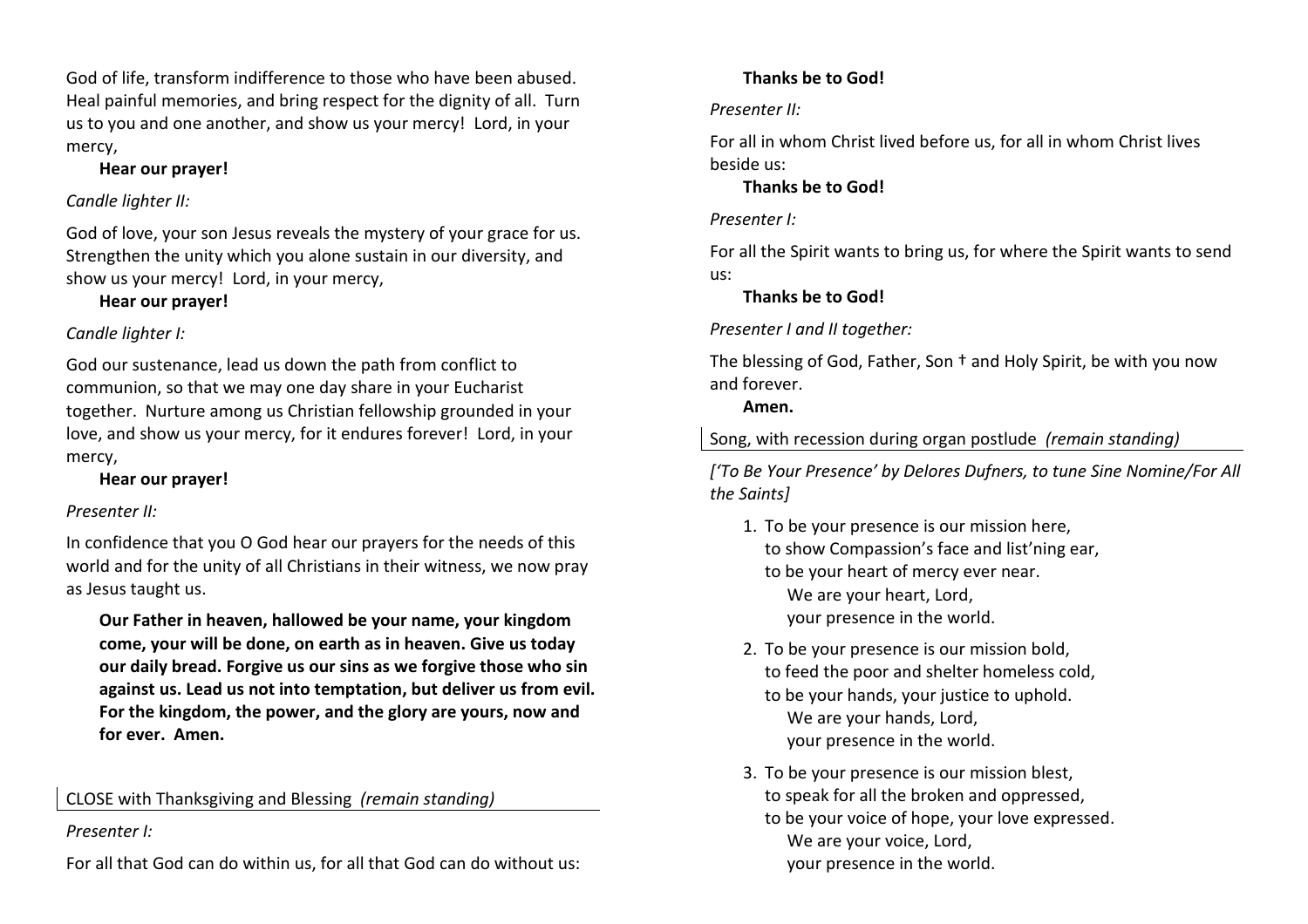God of life, transform indifference to those who have been abused. Heal painful memories, and bring respect for the dignity of all. Turn us to you and one another, and show us your mercy! Lord, in your mercy,

**Hear our prayer!**

*Candle lighter II:*

God of love, your son Jesus reveals the mystery of your grace for us. Strengthen the unity which you alone sustain in our diversity, and show us your mercy! Lord, in your mercy,

**Hear our prayer!**

*Candle lighter I:*

God our sustenance, lead us down the path from conflict to communion, so that we may one day share in your Eucharist together. Nurture among us Christian fellowship grounded in your love, and show us your mercy, for it endures forever! Lord, in your mercy,

**Hear our prayer!**

*Presenter II:*

In confidence that you O God hear our prayers for the needs of this world and for the unity of all Christians in their witness, we now pray as Jesus taught us.

**Our Father in heaven, hallowed be your name, your kingdom come, your will be done, on earth as in heaven. Give us today our daily bread. Forgive us our sins as we forgive those who sin against us. Lead us not into temptation, but deliver us from evil. For the kingdom, the power, and the glory are yours, now and for ever. Amen.**

## CLOSE with Thanksgiving and Blessing *(remain standing)*

*Presenter I:*

For all that God can do within us, for all that God can do without us:

**Thanks be to God!**

*Presenter II:*

For all in whom Christ lived before us, for all in whom Christ lives beside us:

**Thanks be to God!**

*Presenter I:*

For all the Spirit wants to bring us, for where the Spirit wants to send us:

**Thanks be to God!**

*Presenter I and II together:*

The blessing of God, Father, Son † and Holy Spirit, be with you now and forever.

**Amen.**

## Song, with recession during organ postlude *(remain standing)*

*['To Be Your Presence' by Delores Dufners, to tune Sine Nomine/For All the Saints]*

1. To be your presence is our mission here,
   to show Compassion's face and list'ning ear,
   to be your heart of mercy ever near.
   We are your heart, Lord,
   your presence in the world.
2. To be your presence is our mission bold,
   to feed the poor and shelter homeless cold,
   to be your hands, your justice to uphold.
   We are your hands, Lord,
   your presence in the world.
3. To be your presence is our mission blest,
   to speak for all the broken and oppressed,
   to be your voice of hope, your love expressed.
   We are your voice, Lord,
   your presence in the world.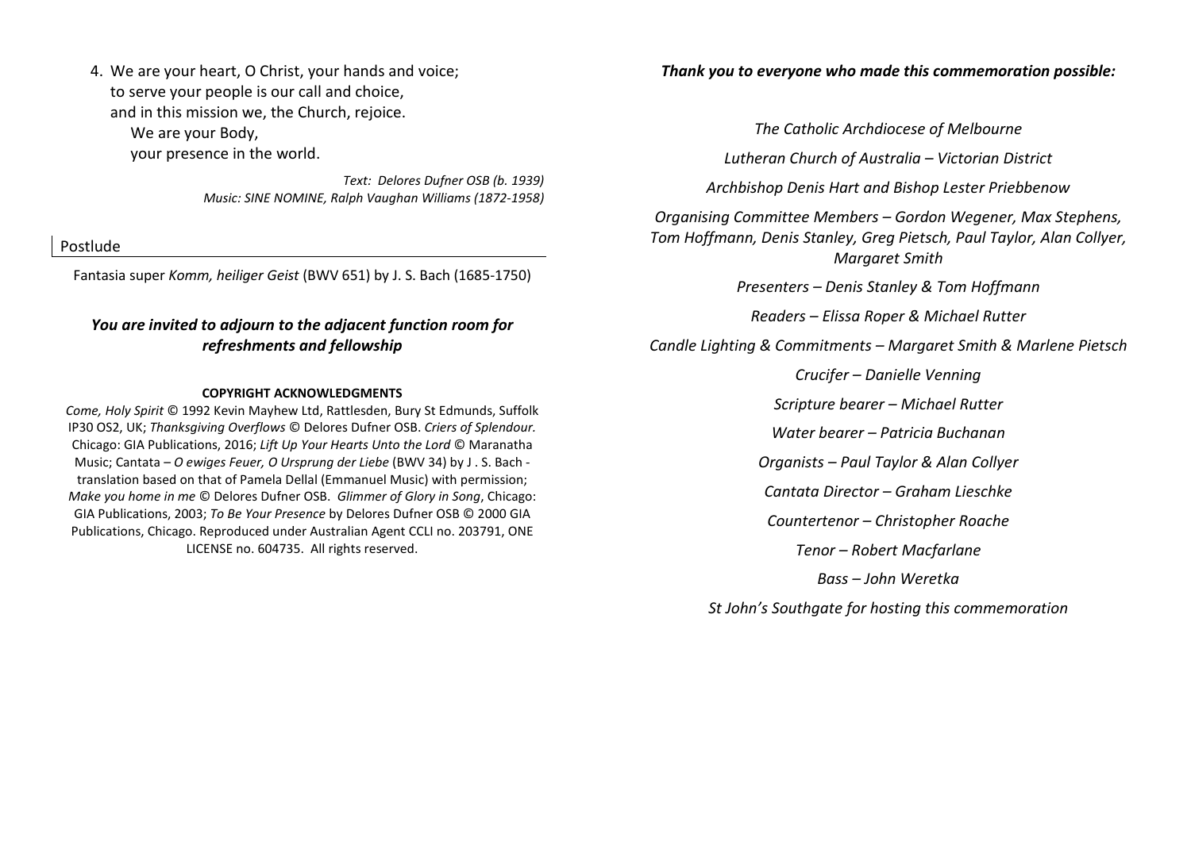4. We are your heart, O Christ, your hands and voice;  
   to serve your people is our call and choice,  
   and in this mission we, the Church, rejoice.  
   We are your Body,  
   your presence in the world.

*Text: Delores Dufner OSB (b. 1939)*  
*Music: SINE NOMINE, Ralph Vaughan Williams (1872-1958)*

## Postlude

Fantasia super *Komm, heiliger Geist* (BWV 651) by J. S. Bach (1685-1750)

***You are invited to adjourn to the adjacent function room for refreshments and fellowship***

**COPYRIGHT ACKNOWLEDGMENTS**

*Come, Holy Spirit* © 1992 Kevin Mayhew Ltd, Rattlesden, Bury St Edmunds, Suffolk IP30 OS2, UK; *Thanksgiving Overflows* © Delores Dufner OSB. *Criers of Splendour.* Chicago: GIA Publications, 2016; *Lift Up Your Hearts Unto the Lord* © Maranatha Music; Cantata – *O ewiges Feuer, O Ursprung der Liebe* (BWV 34) by J . S. Bach - translation based on that of Pamela Dellal (Emmanuel Music) with permission; *Make you home in me* © Delores Dufner OSB. *Glimmer of Glory in Song*, Chicago: GIA Publications, 2003; *To Be Your Presence* by Delores Dufner OSB © 2000 GIA Publications, Chicago. Reproduced under Australian Agent CCLI no. 203791, ONE LICENSE no. 604735. All rights reserved.

***Thank you to everyone who made this commemoration possible:***

*The Catholic Archdiocese of Melbourne*

*Lutheran Church of Australia – Victorian District*

*Archbishop Denis Hart and Bishop Lester Priebbenow*

*Organising Committee Members – Gordon Wegener, Max Stephens, Tom Hoffmann, Denis Stanley, Greg Pietsch, Paul Taylor, Alan Collyer, Margaret Smith*

*Presenters – Denis Stanley & Tom Hoffmann*

*Readers – Elissa Roper & Michael Rutter*

*Candle Lighting & Commitments – Margaret Smith & Marlene Pietsch*

*Crucifer – Danielle Venning*

*Scripture bearer – Michael Rutter*

*Water bearer – Patricia Buchanan*

*Organists – Paul Taylor & Alan Collyer*

*Cantata Director – Graham Lieschke*

*Countertenor – Christopher Roache*

*Tenor – Robert Macfarlane*

*Bass – John Weretka*

*St John's Southgate for hosting this commemoration*